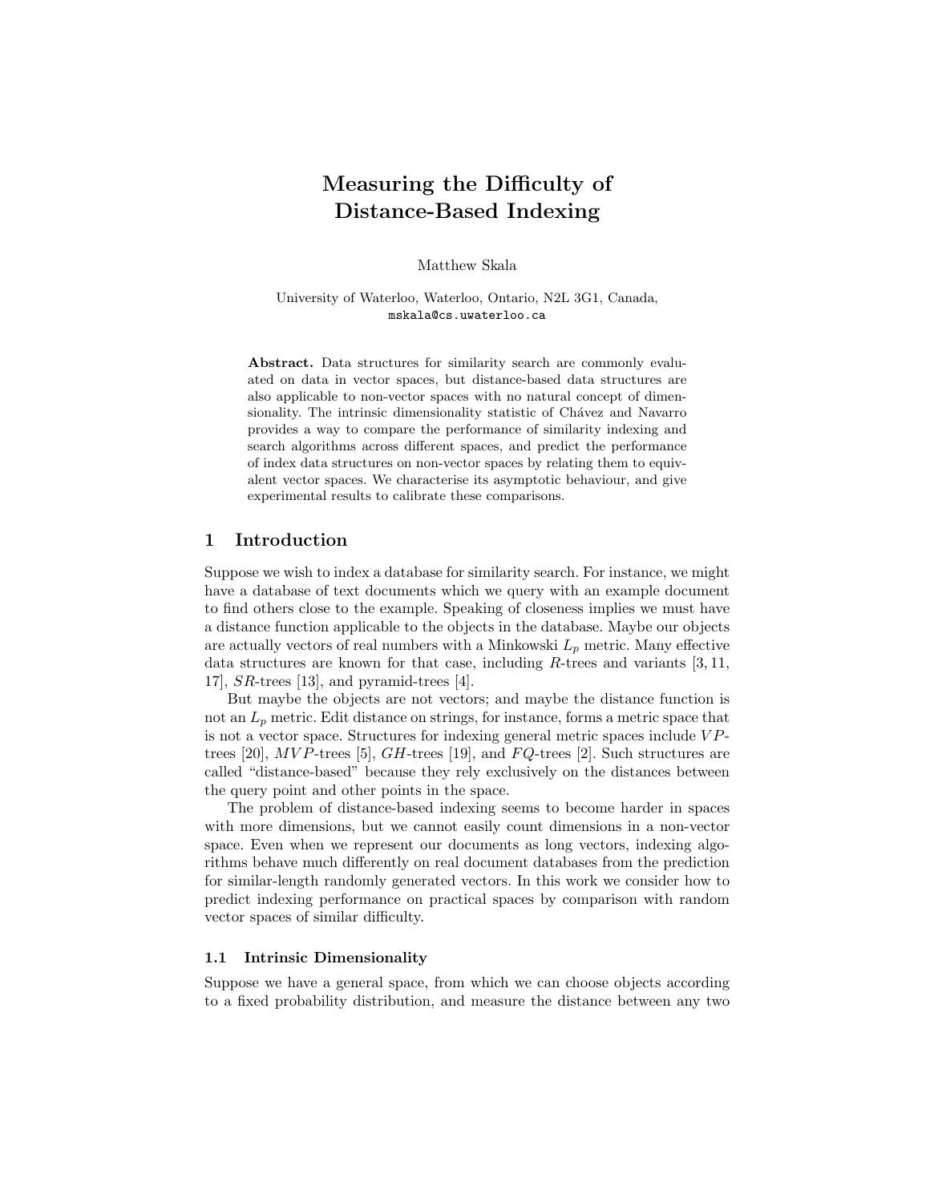# Measuring the Difficulty of Distance-Based Indexing

Matthew Skala

University of Waterloo, Waterloo, Ontario, N2L 3G1, Canada,
mskala@cs.uwaterloo.ca

**Abstract.** Data structures for similarity search are commonly evaluated on data in vector spaces, but distance-based data structures are also applicable to non-vector spaces with no natural concept of dimensionality. The intrinsic dimensionality statistic of Chávez and Navarro provides a way to compare the performance of similarity indexing and search algorithms across different spaces, and predict the performance of index data structures on non-vector spaces by relating them to equivalent vector spaces. We characterise its asymptotic behaviour, and give experimental results to calibrate these comparisons.

## 1 Introduction

Suppose we wish to index a database for similarity search. For instance, we might have a database of text documents which we query with an example document to find others close to the example. Speaking of closeness implies we must have a distance function applicable to the objects in the database. Maybe our objects are actually vectors of real numbers with a Minkowski $L_p$ metric. Many effective data structures are known for that case, including $R$-trees and variants [3, 11, 17], $SR$-trees [13], and pyramid-trees [4].

But maybe the objects are not vectors; and maybe the distance function is not an $L_p$ metric. Edit distance on strings, for instance, forms a metric space that is not a vector space. Structures for indexing general metric spaces include $VP$-trees [20], $MVP$-trees [5], $GH$-trees [19], and $FQ$-trees [2]. Such structures are called "distance-based" because they rely exclusively on the distances between the query point and other points in the space.

The problem of distance-based indexing seems to become harder in spaces with more dimensions, but we cannot easily count dimensions in a non-vector space. Even when we represent our documents as long vectors, indexing algorithms behave much differently on real document databases from the prediction for similar-length randomly generated vectors. In this work we consider how to predict indexing performance on practical spaces by comparison with random vector spaces of similar difficulty.

### 1.1 Intrinsic Dimensionality

Suppose we have a general space, from which we can choose objects according to a fixed probability distribution, and measure the distance between any two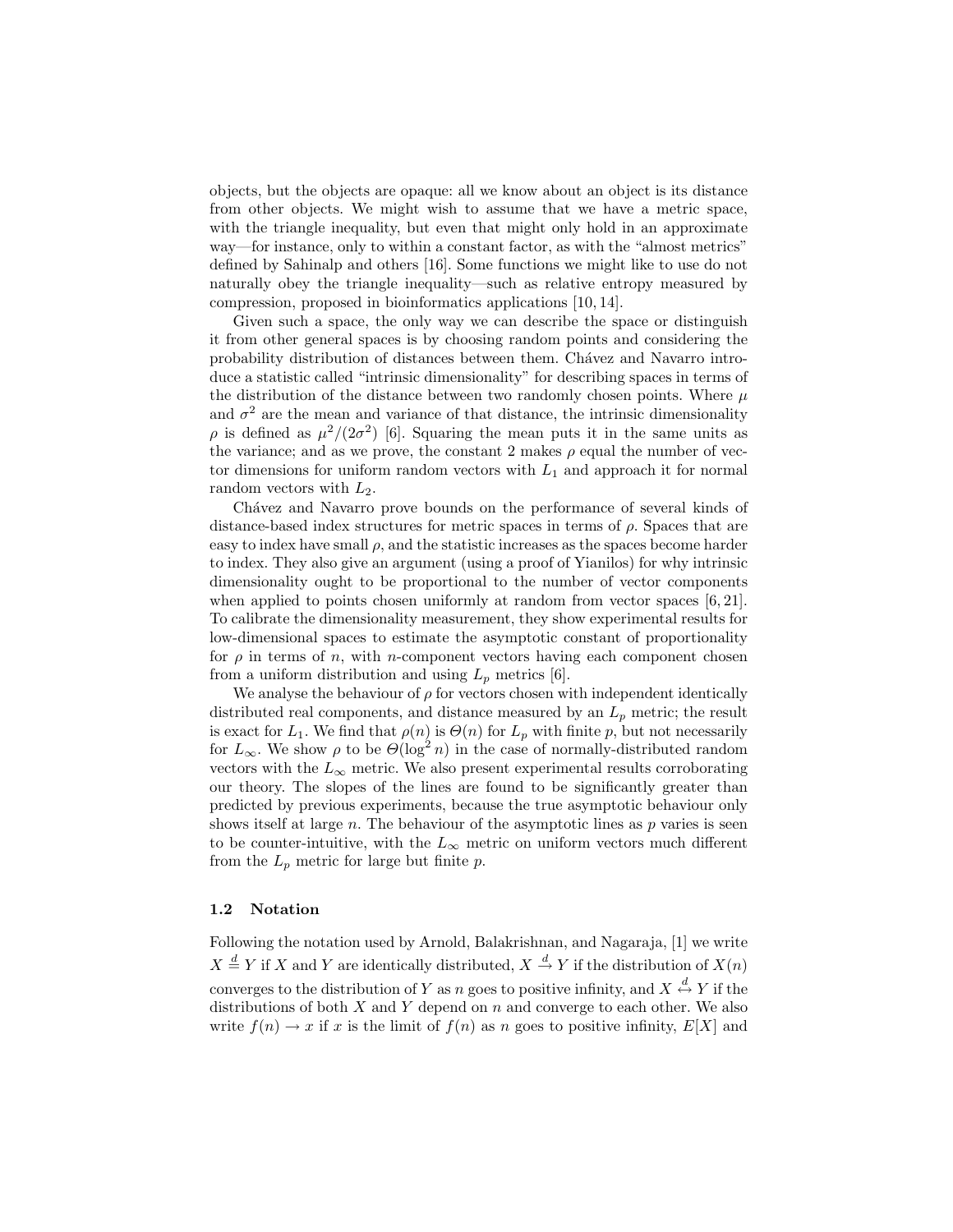objects, but the objects are opaque: all we know about an object is its distance from other objects. We might wish to assume that we have a metric space, with the triangle inequality, but even that might only hold in an approximate way—for instance, only to within a constant factor, as with the "almost metrics" defined by Sahinalp and others [16]. Some functions we might like to use do not naturally obey the triangle inequality—such as relative entropy measured by compression, proposed in bioinformatics applications [10, 14].

Given such a space, the only way we can describe the space or distinguish it from other general spaces is by choosing random points and considering the probability distribution of distances between them. Chávez and Navarro introduce a statistic called "intrinsic dimensionality" for describing spaces in terms of the distribution of the distance between two randomly chosen points. Where $\mu$ and $\sigma^2$ are the mean and variance of that distance, the intrinsic dimensionality $\rho$ is defined as $\mu^2/(2\sigma^2)$ [6]. Squaring the mean puts it in the same units as the variance; and as we prove, the constant 2 makes $\rho$ equal the number of vector dimensions for uniform random vectors with $L_1$ and approach it for normal random vectors with $L_2$.

Chávez and Navarro prove bounds on the performance of several kinds of distance-based index structures for metric spaces in terms of $\rho$. Spaces that are easy to index have small $\rho$, and the statistic increases as the spaces become harder to index. They also give an argument (using a proof of Yianilos) for why intrinsic dimensionality ought to be proportional to the number of vector components when applied to points chosen uniformly at random from vector spaces [6, 21]. To calibrate the dimensionality measurement, they show experimental results for low-dimensional spaces to estimate the asymptotic constant of proportionality for $\rho$ in terms of $n$, with $n$-component vectors having each component chosen from a uniform distribution and using $L_p$ metrics [6].

We analyse the behaviour of $\rho$ for vectors chosen with independent identically distributed real components, and distance measured by an $L_p$ metric; the result is exact for $L_1$. We find that $\rho(n)$ is $\Theta(n)$ for $L_p$ with finite $p$, but not necessarily for $L_\infty$. We show $\rho$ to be $\Theta(\log^2 n)$ in the case of normally-distributed random vectors with the $L_\infty$ metric. We also present experimental results corroborating our theory. The slopes of the lines are found to be significantly greater than predicted by previous experiments, because the true asymptotic behaviour only shows itself at large $n$. The behaviour of the asymptotic lines as $p$ varies is seen to be counter-intuitive, with the $L_\infty$ metric on uniform vectors much different from the $L_p$ metric for large but finite $p$.

### 1.2 Notation

Following the notation used by Arnold, Balakrishnan, and Nagaraja, [1] we write $X \stackrel{d}{=} Y$ if $X$ and $Y$ are identically distributed, $X \stackrel{d}{\rightarrow} Y$ if the distribution of $X(n)$ converges to the distribution of $Y$ as $n$ goes to positive infinity, and $X \stackrel{d}{\leftrightarrow} Y$ if the distributions of both $X$ and $Y$ depend on $n$ and converge to each other. We also write $f(n) \rightarrow x$ if $x$ is the limit of $f(n)$ as $n$ goes to positive infinity, $E[X]$ and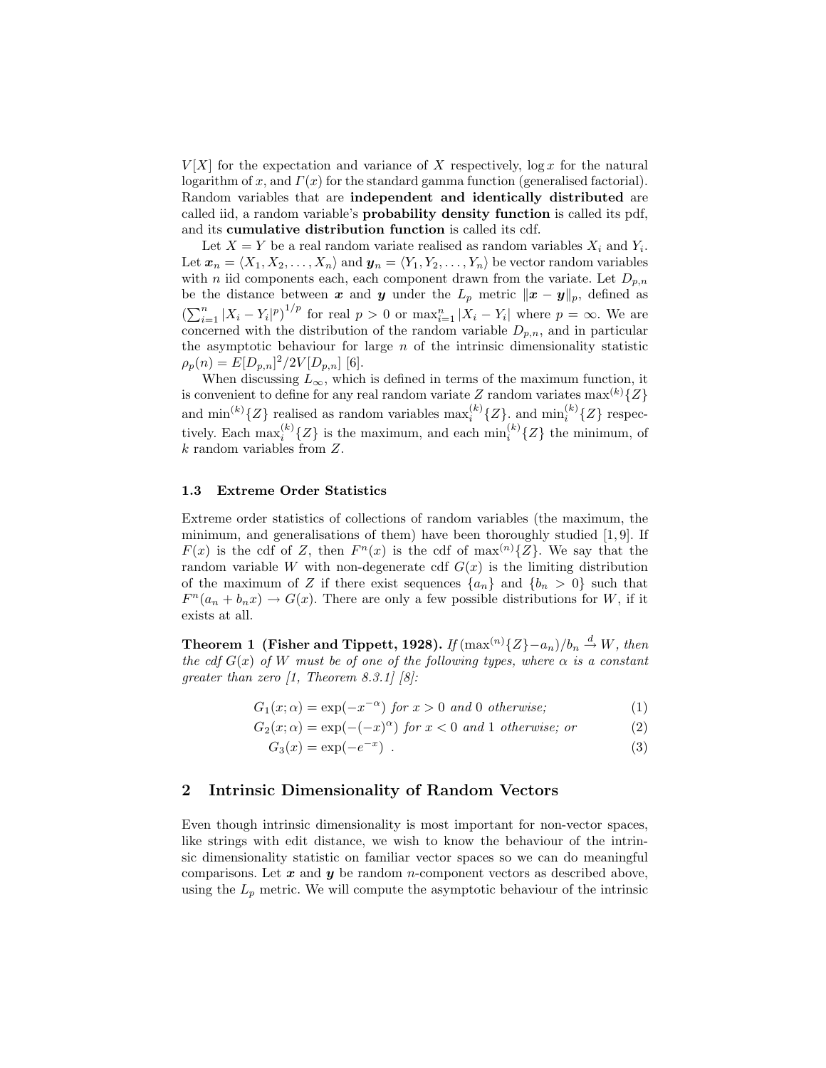$V[X]$ for the expectation and variance of $X$ respectively, $\log x$ for the natural logarithm of $x$, and $\Gamma(x)$ for the standard gamma function (generalised factorial). Random variables that are **independent and identically distributed** are called iid, a random variable's **probability density function** is called its pdf, and its **cumulative distribution function** is called its cdf.

Let $X = Y$ be a real random variate realised as random variables $X_i$ and $Y_i$. Let $\boldsymbol{x}_n = \langle X_1, X_2, \ldots, X_n \rangle$ and $\boldsymbol{y}_n = \langle Y_1, Y_2, \ldots, Y_n \rangle$ be vector random variables with $n$ iid components each, each component drawn from the variate. Let $D_{p,n}$ be the distance between $\boldsymbol{x}$ and $\boldsymbol{y}$ under the $L_p$ metric $\|\boldsymbol{x} - \boldsymbol{y}\|_p$, defined as $\left(\sum_{i=1}^{n} |X_i - Y_i|^p\right)^{1/p}$ for real $p > 0$ or $\max_{i=1}^{n} |X_i - Y_i|$ where $p = \infty$. We are concerned with the distribution of the random variable $D_{p,n}$, and in particular the asymptotic behaviour for large $n$ of the intrinsic dimensionality statistic $\rho_p(n) = E[D_{p,n}]^2 / 2V[D_{p,n}]$ [6].

When discussing $L_\infty$, which is defined in terms of the maximum function, it is convenient to define for any real random variate $Z$ random variates $\max^{(k)}\{Z\}$ and $\min^{(k)}\{Z\}$ realised as random variables $\max_i^{(k)}\{Z\}$. and $\min_i^{(k)}\{Z\}$ respectively. Each $\max_i^{(k)}\{Z\}$ is the maximum, and each $\min_i^{(k)}\{Z\}$ the minimum, of $k$ random variables from $Z$.

### 1.3 Extreme Order Statistics

Extreme order statistics of collections of random variables (the maximum, the minimum, and generalisations of them) have been thoroughly studied [1, 9]. If $F(x)$ is the cdf of $Z$, then $F^n(x)$ is the cdf of $\max^{(n)}\{Z\}$. We say that the random variable $W$ with non-degenerate cdf $G(x)$ is the limiting distribution of the maximum of $Z$ if there exist sequences $\{a_n\}$ and $\{b_n > 0\}$ such that $F^n(a_n + b_n x) \to G(x)$. There are only a few possible distributions for $W$, if it exists at all.

**Theorem 1 (Fisher and Tippett, 1928).** *If $(\max^{(n)}\{Z\} - a_n)/b_n \xrightarrow{d} W$, then the cdf $G(x)$ of $W$ must be of one of the following types, where $\alpha$ is a constant greater than zero [1, Theorem 8.3.1] [8]:*

$$G_1(x; \alpha) = \exp(-x^{-\alpha}) \text{ for } x > 0 \text{ and } 0 \text{ otherwise;} \tag{1}$$

$$G_2(x; \alpha) = \exp(-(-x)^{\alpha}) \text{ for } x < 0 \text{ and } 1 \text{ otherwise; or} \tag{2}$$

$$G_3(x) = \exp(-e^{-x}) \ . \tag{3}$$

## 2 Intrinsic Dimensionality of Random Vectors

Even though intrinsic dimensionality is most important for non-vector spaces, like strings with edit distance, we wish to know the behaviour of the intrinsic dimensionality statistic on familiar vector spaces so we can do meaningful comparisons. Let $\boldsymbol{x}$ and $\boldsymbol{y}$ be random $n$-component vectors as described above, using the $L_p$ metric. We will compute the asymptotic behaviour of the intrinsic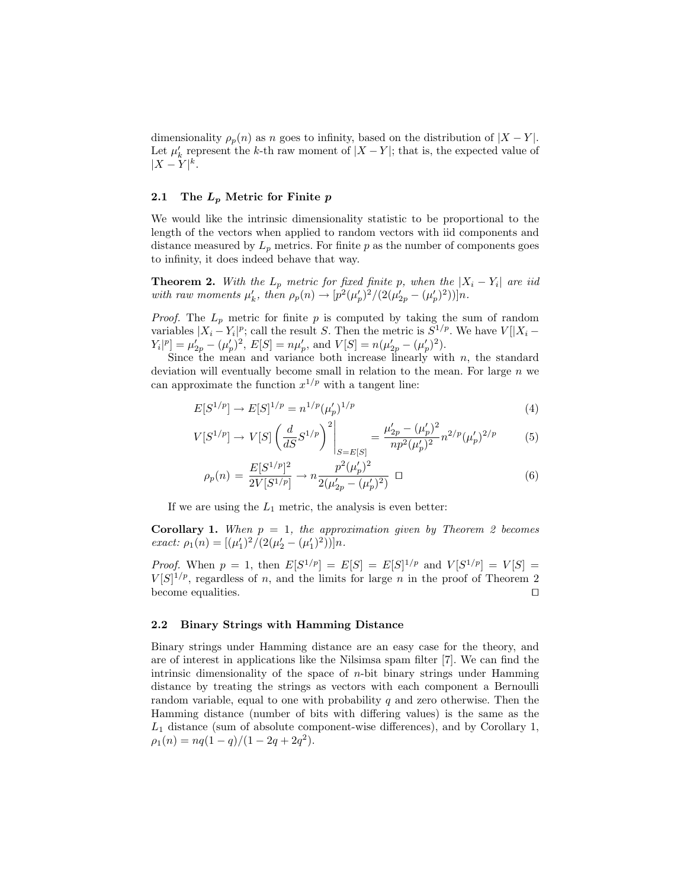dimensionality $\rho_p(n)$ as $n$ goes to infinity, based on the distribution of $|X - Y|$. Let $\mu'_k$ represent the $k$-th raw moment of $|X - Y|$; that is, the expected value of $|X - Y|^k$.

### 2.1 The $L_p$ Metric for Finite $p$

We would like the intrinsic dimensionality statistic to be proportional to the length of the vectors when applied to random vectors with iid components and distance measured by $L_p$ metrics. For finite $p$ as the number of components goes to infinity, it does indeed behave that way.

**Theorem 2.** *With the $L_p$ metric for fixed finite p, when the $|X_i - Y_i|$ are iid with raw moments $\mu'_k$, then $\rho_p(n) \to [p^2(\mu'_p)^2/(2(\mu'_{2p} - (\mu'_p)^2))]n$.*

*Proof.* The $L_p$ metric for finite $p$ is computed by taking the sum of random variables $|X_i - Y_i|^p$; call the result $S$. Then the metric is $S^{1/p}$. We have $V[|X_i - Y_i|^p] = \mu'_{2p} - (\mu'_p)^2$, $E[S] = n\mu'_p$, and $V[S] = n(\mu'_{2p} - (\mu'_p)^2)$.

Since the mean and variance both increase linearly with $n$, the standard deviation will eventually become small in relation to the mean. For large $n$ we can approximate the function $x^{1/p}$ with a tangent line:

$$E[S^{1/p}] \to E[S]^{1/p} = n^{1/p}(\mu'_p)^{1/p} \tag{4}$$

$$V[S^{1/p}] \to V[S]\left(\frac{d}{dS}S^{1/p}\right)^2\Bigg|_{S=E[S]} = \frac{\mu'_{2p} - (\mu'_p)^2}{np^2(\mu'_p)^2}n^{2/p}(\mu'_p)^{2/p} \tag{5}$$

$$\rho_p(n) = \frac{E[S^{1/p}]^2}{2V[S^{1/p}]} \to n\frac{p^2(\mu'_p)^2}{2(\mu'_{2p} - (\mu'_p)^2)} \quad \square \tag{6}$$

If we are using the $L_1$ metric, the analysis is even better:

**Corollary 1.** *When $p = 1$, the approximation given by Theorem 2 becomes exact: $\rho_1(n) = [(\mu'_1)^2/(2(\mu'_2 - (\mu'_1)^2))]n$.*

*Proof.* When $p = 1$, then $E[S^{1/p}] = E[S] = E[S]^{1/p}$ and $V[S^{1/p}] = V[S] = V[S]^{1/p}$, regardless of $n$, and the limits for large $n$ in the proof of Theorem 2 become equalities. $\square$

### 2.2 Binary Strings with Hamming Distance

Binary strings under Hamming distance are an easy case for the theory, and are of interest in applications like the Nilsimsa spam filter [7]. We can find the intrinsic dimensionality of the space of $n$-bit binary strings under Hamming distance by treating the strings as vectors with each component a Bernoulli random variable, equal to one with probability $q$ and zero otherwise. Then the Hamming distance (number of bits with differing values) is the same as the $L_1$ distance (sum of absolute component-wise differences), and by Corollary 1, $\rho_1(n) = nq(1 - q)/(1 - 2q + 2q^2)$.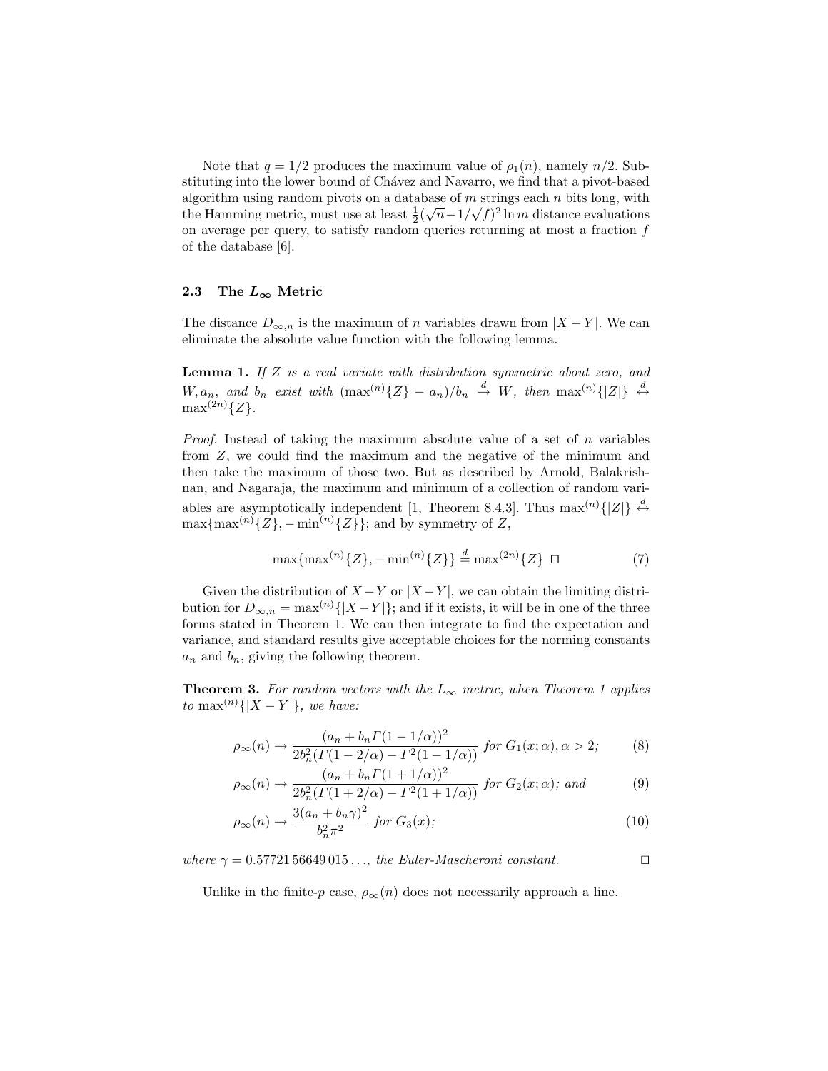Note that $q = 1/2$ produces the maximum value of $\rho_1(n)$, namely $n/2$. Substituting into the lower bound of Chávez and Navarro, we find that a pivot-based algorithm using random pivots on a database of $m$ strings each $n$ bits long, with the Hamming metric, must use at least $\frac{1}{2}(\sqrt{n} - 1/\sqrt{f})^2 \ln m$ distance evaluations on average per query, to satisfy random queries returning at most a fraction $f$ of the database [6].

### 2.3 The $L_\infty$ Metric

The distance $D_{\infty,n}$ is the maximum of $n$ variables drawn from $|X - Y|$. We can eliminate the absolute value function with the following lemma.

**Lemma 1.** *If $Z$ is a real variate with distribution symmetric about zero, and $W, a_n$, and $b_n$ exist with $(\max^{(n)}\{Z\} - a_n)/b_n \xrightarrow{d} W$, then $\max^{(n)}\{|Z|\} \overset{d}{\leftrightarrow} \max^{(2n)}\{Z\}$.*

*Proof.* Instead of taking the maximum absolute value of a set of $n$ variables from $Z$, we could find the maximum and the negative of the minimum and then take the maximum of those two. But as described by Arnold, Balakrishnan, and Nagaraja, the maximum and minimum of a collection of random variables are asymptotically independent [1, Theorem 8.4.3]. Thus $\max^{(n)}\{|Z|\} \overset{d}{\leftrightarrow} \max\{\max^{(n)}\{Z\}, -\min^{(n)}\{Z\}\}$; and by symmetry of $Z$,

$$\max\{\max^{(n)}\{Z\}, -\min^{(n)}\{Z\}\} \overset{d}{=} \max^{(2n)}\{Z\} \ \square \tag{7}$$

Given the distribution of $X - Y$ or $|X - Y|$, we can obtain the limiting distribution for $D_{\infty,n} = \max^{(n)}\{|X - Y|\}$; and if it exists, it will be in one of the three forms stated in Theorem 1. We can then integrate to find the expectation and variance, and standard results give acceptable choices for the norming constants $a_n$ and $b_n$, giving the following theorem.

**Theorem 3.** *For random vectors with the $L_\infty$ metric, when Theorem 1 applies to $\max^{(n)}\{|X - Y|\}$, we have:*

$$\rho_\infty(n) \to \frac{(a_n + b_n\Gamma(1 - 1/\alpha))^2}{2b_n^2(\Gamma(1 - 2/\alpha) - \Gamma^2(1 - 1/\alpha))} \ \text{for } G_1(x;\alpha), \alpha > 2; \tag{8}$$

$$\rho_\infty(n) \to \frac{(a_n + b_n\Gamma(1 + 1/\alpha))^2}{2b_n^2(\Gamma(1 + 2/\alpha) - \Gamma^2(1 + 1/\alpha))} \ \text{for } G_2(x;\alpha); \text{ and} \tag{9}$$

$$\rho_\infty(n) \to \frac{3(a_n + b_n\gamma)^2}{b_n^2\pi^2} \ \text{for } G_3(x); \tag{10}$$

*where $\gamma = 0.57721\,56649\,015\ldots$, the Euler-Mascheroni constant.* $\square$

Unlike in the finite-$p$ case, $\rho_\infty(n)$ does not necessarily approach a line.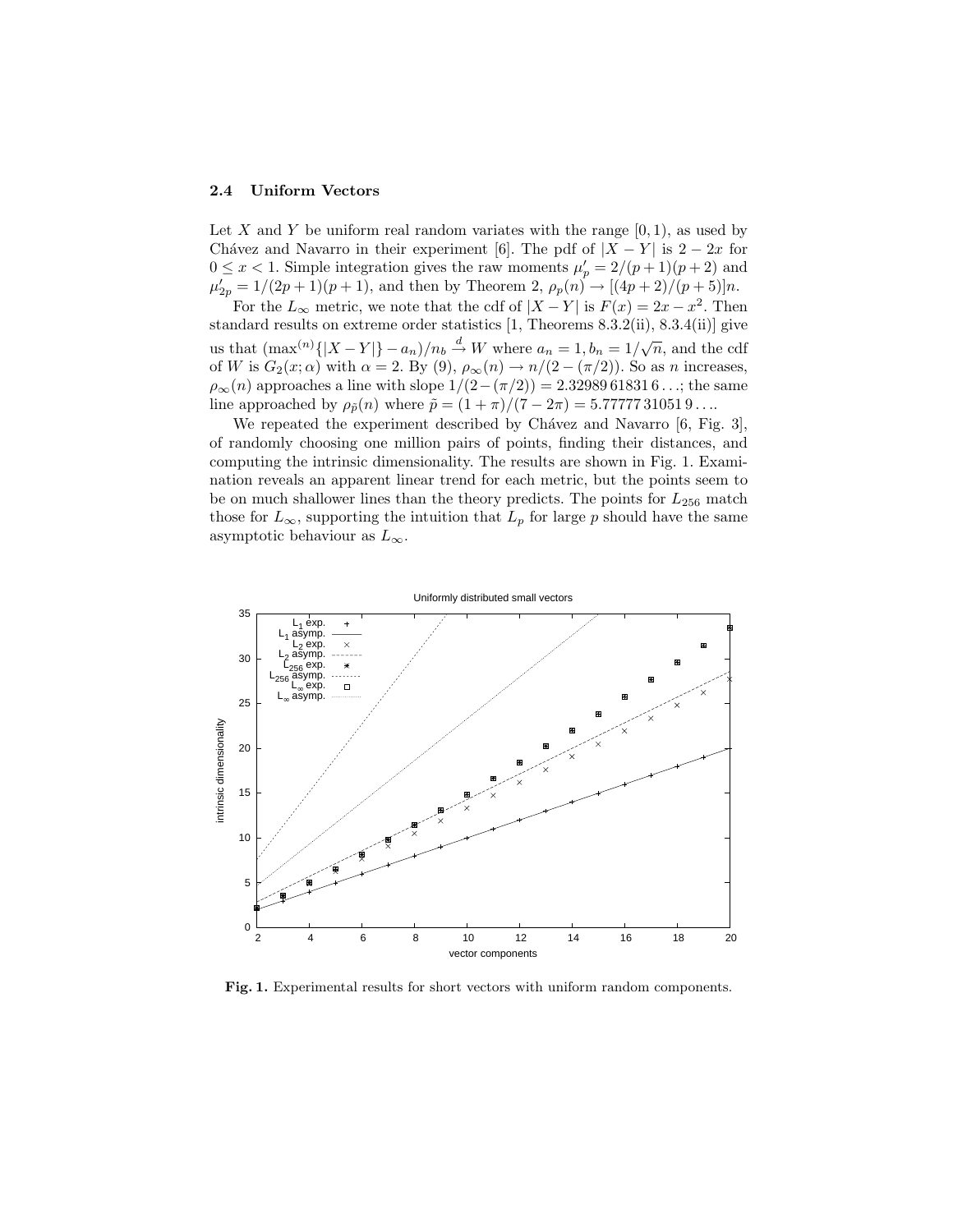### 2.4 Uniform Vectors

Let $X$ and $Y$ be uniform real random variates with the range $[0, 1)$, as used by Chávez and Navarro in their experiment [6]. The pdf of $|X - Y|$ is $2 - 2x$ for $0 \leq x < 1$. Simple integration gives the raw moments $\mu'_p = 2/(p+1)(p+2)$ and $\mu'_{2p} = 1/(2p+1)(p+1)$, and then by Theorem 2, $\rho_p(n) \to [(4p+2)/(p+5)]n$.

For the $L_\infty$ metric, we note that the cdf of $|X - Y|$ is $F(x) = 2x - x^2$. Then standard results on extreme order statistics [1, Theorems 8.3.2(ii), 8.3.4(ii)] give us that $(\max^{(n)}\{|X - Y|\} - a_n)/n_b \xrightarrow{d} W$ where $a_n = 1, b_n = 1/\sqrt{n}$, and the cdf of $W$ is $G_2(x; \alpha)$ with $\alpha = 2$. By (9), $\rho_\infty(n) \to n/(2 - (\pi/2))$. So as $n$ increases, $\rho_\infty(n)$ approaches a line with slope $1/(2-(\pi/2)) = 2.32989\,61831\,6\ldots$; the same line approached by $\rho_{\tilde{p}}(n)$ where $\tilde{p} = (1+\pi)/(7-2\pi) = 5.77777\,31051\,9\ldots$.

We repeated the experiment described by Chávez and Navarro [6, Fig. 3], of randomly choosing one million pairs of points, finding their distances, and computing the intrinsic dimensionality. The results are shown in Fig. 1. Examination reveals an apparent linear trend for each metric, but the points seem to be on much shallower lines than the theory predicts. The points for $L_{256}$ match those for $L_\infty$, supporting the intuition that $L_p$ for large $p$ should have the same asymptotic behaviour as $L_\infty$.

**Fig. 1.** Experimental results for short vectors with uniform random components.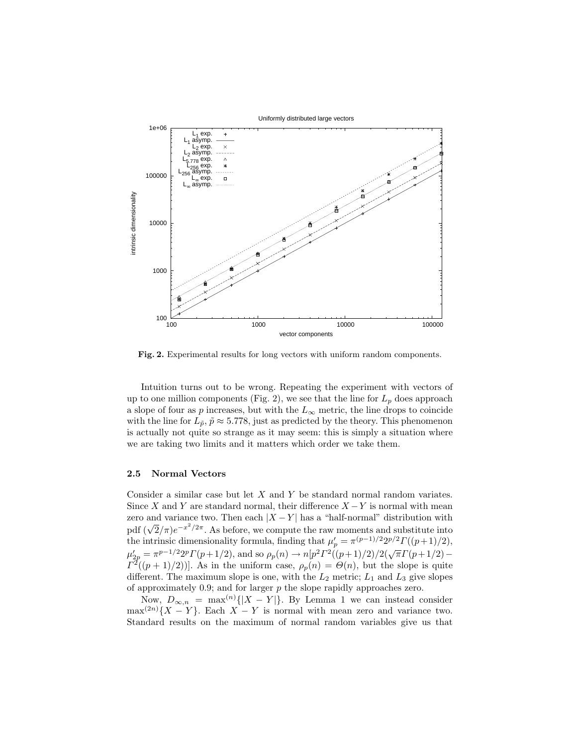**Fig. 2.** Experimental results for long vectors with uniform random components.

Intuition turns out to be wrong. Repeating the experiment with vectors of up to one million components (Fig. 2), we see that the line for $L_p$ does approach a slope of four as $p$ increases, but with the $L_\infty$ metric, the line drops to coincide with the line for $L_{\tilde{p}}$, $\tilde{p} \approx 5.778$, just as predicted by the theory. This phenomenon is actually not quite so strange as it may seem: this is simply a situation where we are taking two limits and it matters which order we take them.

### 2.5 Normal Vectors

Consider a similar case but let $X$ and $Y$ be standard normal random variates. Since $X$ and $Y$ are standard normal, their difference $X - Y$ is normal with mean zero and variance two. Then each $|X - Y|$ has a "half-normal" distribution with pdf $(\sqrt{2}/\pi)e^{-x^2/2\pi}$. As before, we compute the raw moments and substitute into the intrinsic dimensionality formula, finding that $\mu'_p = \pi^{(p-1)/2}2^{p/2}\Gamma((p+1)/2)$, $\mu'_{2p} = \pi^{p-1/2}2^p\Gamma(p+1/2)$, and so $\rho_p(n) \to n[p^2\Gamma^2((p+1)/2)/2(\sqrt{\pi}\Gamma(p+1/2) - \Gamma^2((p+1)/2))]$. As in the uniform case, $\rho_p(n) = \Theta(n)$, but the slope is quite different. The maximum slope is one, with the $L_2$ metric; $L_1$ and $L_3$ give slopes of approximately 0.9; and for larger $p$ the slope rapidly approaches zero.

Now, $D_{\infty,n} = \max^{(n)}\{|X - Y|\}$. By Lemma 1 we can instead consider $\max^{(2n)}\{X - Y\}$. Each $X - Y$ is normal with mean zero and variance two. Standard results on the maximum of normal random variables give us that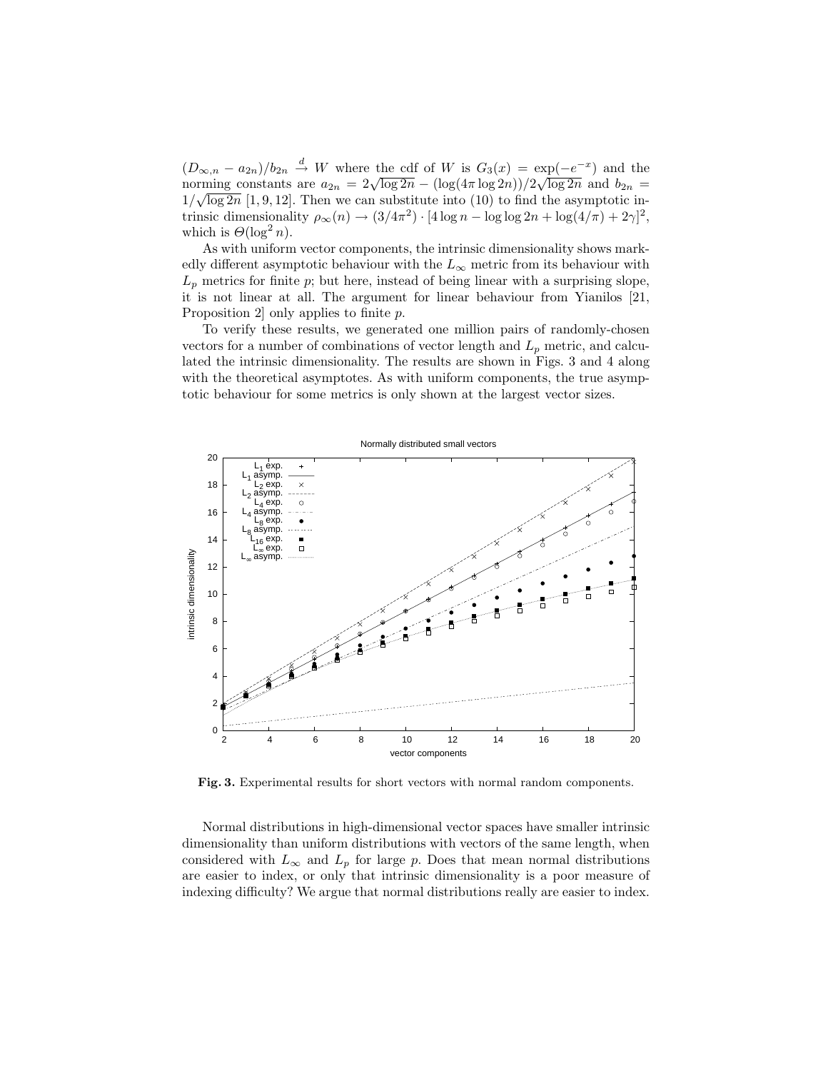$(D_{\infty,n} - a_{2n})/b_{2n} \xrightarrow{d} W$ where the cdf of $W$ is $G_3(x) = \exp(-e^{-x})$ and the norming constants are $a_{2n} = 2\sqrt{\log 2n} - (\log(4\pi \log 2n))/2\sqrt{\log 2n}$ and $b_{2n} = 1/\sqrt{\log 2n}$ [1, 9, 12]. Then we can substitute into (10) to find the asymptotic intrinsic dimensionality $\rho_\infty(n) \to (3/4\pi^2) \cdot [4 \log n - \log \log 2n + \log(4/\pi) + 2\gamma]^2$, which is $\Theta(\log^2 n)$.

As with uniform vector components, the intrinsic dimensionality shows markedly different asymptotic behaviour with the $L_\infty$ metric from its behaviour with $L_p$ metrics for finite $p$; but here, instead of being linear with a surprising slope, it is not linear at all. The argument for linear behaviour from Yianilos [21, Proposition 2] only applies to finite $p$.

To verify these results, we generated one million pairs of randomly-chosen vectors for a number of combinations of vector length and $L_p$ metric, and calculated the intrinsic dimensionality. The results are shown in Figs. 3 and 4 along with the theoretical asymptotes. As with uniform components, the true asymptotic behaviour for some metrics is only shown at the largest vector sizes.

**Fig. 3.** Experimental results for short vectors with normal random components.

Normal distributions in high-dimensional vector spaces have smaller intrinsic dimensionality than uniform distributions with vectors of the same length, when considered with $L_\infty$ and $L_p$ for large $p$. Does that mean normal distributions are easier to index, or only that intrinsic dimensionality is a poor measure of indexing difficulty? We argue that normal distributions really are easier to index.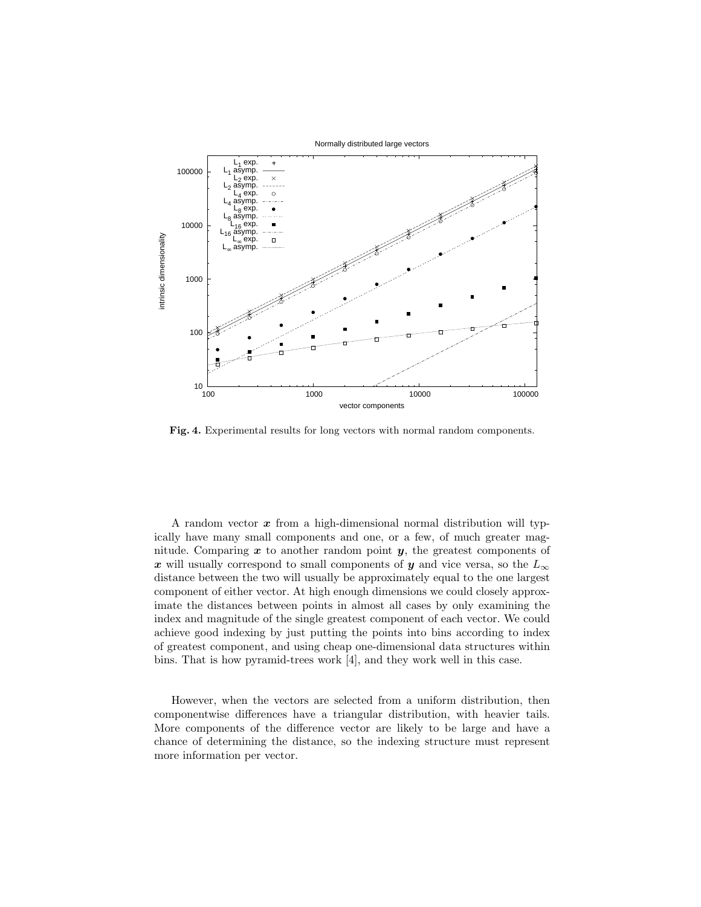**Fig. 4.** Experimental results for long vectors with normal random components.

A random vector $\boldsymbol{x}$ from a high-dimensional normal distribution will typically have many small components and one, or a few, of much greater magnitude. Comparing $\boldsymbol{x}$ to another random point $\boldsymbol{y}$, the greatest components of $\boldsymbol{x}$ will usually correspond to small components of $\boldsymbol{y}$ and vice versa, so the $L_\infty$ distance between the two will usually be approximately equal to the one largest component of either vector. At high enough dimensions we could closely approximate the distances between points in almost all cases by only examining the index and magnitude of the single greatest component of each vector. We could achieve good indexing by just putting the points into bins according to index of greatest component, and using cheap one-dimensional data structures within bins. That is how pyramid-trees work [4], and they work well in this case.

However, when the vectors are selected from a uniform distribution, then componentwise differences have a triangular distribution, with heavier tails. More components of the difference vector are likely to be large and have a chance of determining the distance, so the indexing structure must represent more information per vector.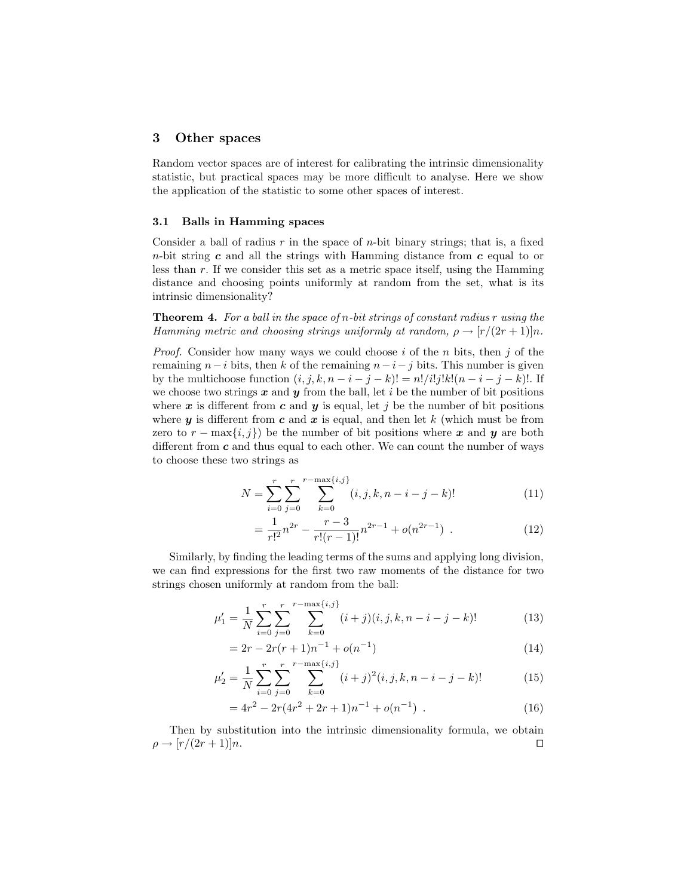## 3 Other spaces

Random vector spaces are of interest for calibrating the intrinsic dimensionality statistic, but practical spaces may be more difficult to analyse. Here we show the application of the statistic to some other spaces of interest.

### 3.1 Balls in Hamming spaces

Consider a ball of radius $r$ in the space of $n$-bit binary strings; that is, a fixed $n$-bit string $\boldsymbol{c}$ and all the strings with Hamming distance from $\boldsymbol{c}$ equal to or less than $r$. If we consider this set as a metric space itself, using the Hamming distance and choosing points uniformly at random from the set, what is its intrinsic dimensionality?

**Theorem 4.** *For a ball in the space of $n$-bit strings of constant radius $r$ using the Hamming metric and choosing strings uniformly at random, $\rho \to [r/(2r+1)]n$.*

*Proof.* Consider how many ways we could choose $i$ of the $n$ bits, then $j$ of the remaining $n-i$ bits, then $k$ of the remaining $n-i-j$ bits. This number is given by the multichoose function $(i,j,k,n-i-j-k)! = n!/i!j!k!(n-i-j-k)!$. If we choose two strings $\boldsymbol{x}$ and $\boldsymbol{y}$ from the ball, let $i$ be the number of bit positions where $\boldsymbol{x}$ is different from $\boldsymbol{c}$ and $\boldsymbol{y}$ is equal, let $j$ be the number of bit positions where $\boldsymbol{y}$ is different from $\boldsymbol{c}$ and $\boldsymbol{x}$ is equal, and then let $k$ (which must be from zero to $r - \max\{i,j\}$) be the number of bit positions where $\boldsymbol{x}$ and $\boldsymbol{y}$ are both different from $\boldsymbol{c}$ and thus equal to each other. We can count the number of ways to choose these two strings as

$$N = \sum_{i=0}^{r}\sum_{j=0}^{r}\sum_{k=0}^{r-\max\{i,j\}} (i,j,k,n-i-j-k)! \tag{11}$$

$$= \frac{1}{r!^2}n^{2r} - \frac{r-3}{r!(r-1)!}n^{2r-1} + o(n^{2r-1}) \ . \tag{12}$$

Similarly, by finding the leading terms of the sums and applying long division, we can find expressions for the first two raw moments of the distance for two strings chosen uniformly at random from the ball:

$$\mu'_1 = \frac{1}{N}\sum_{i=0}^{r}\sum_{j=0}^{r}\sum_{k=0}^{r-\max\{i,j\}} (i+j)(i,j,k,n-i-j-k)! \tag{13}$$

$$= 2r - 2r(r+1)n^{-1} + o(n^{-1}) \tag{14}$$

$$\mu'_2 = \frac{1}{N}\sum_{i=0}^{r}\sum_{j=0}^{r}\sum_{k=0}^{r-\max\{i,j\}} (i+j)^2(i,j,k,n-i-j-k)! \tag{15}$$

$$= 4r^2 - 2r(4r^2+2r+1)n^{-1} + o(n^{-1}) \ . \tag{16}$$

Then by substitution into the intrinsic dimensionality formula, we obtain $\rho \to [r/(2r+1)]n$. $\square$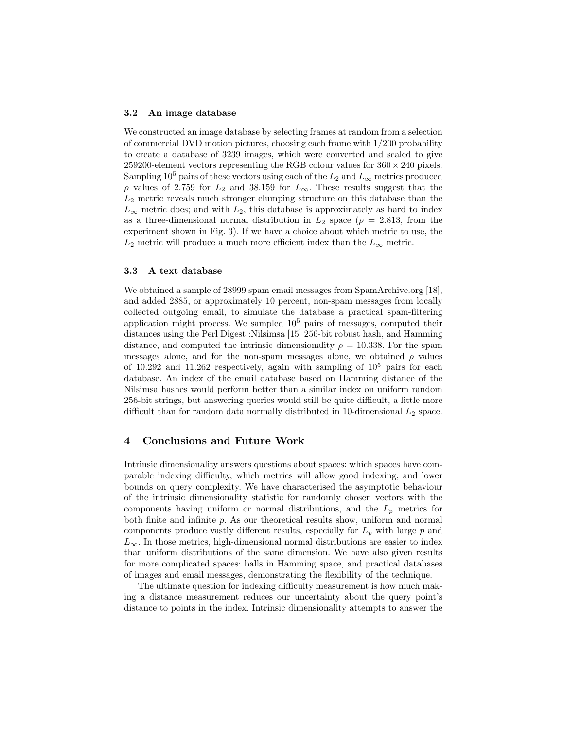### 3.2 An image database

We constructed an image database by selecting frames at random from a selection of commercial DVD motion pictures, choosing each frame with 1/200 probability to create a database of 3239 images, which were converted and scaled to give 259200-element vectors representing the RGB colour values for $360 \times 240$ pixels. Sampling $10^5$ pairs of these vectors using each of the $L_2$ and $L_\infty$ metrics produced $\rho$ values of 2.759 for $L_2$ and 38.159 for $L_\infty$. These results suggest that the $L_2$ metric reveals much stronger clumping structure on this database than the $L_\infty$ metric does; and with $L_2$, this database is approximately as hard to index as a three-dimensional normal distribution in $L_2$ space ($\rho = 2.813$, from the experiment shown in Fig. 3). If we have a choice about which metric to use, the $L_2$ metric will produce a much more efficient index than the $L_\infty$ metric.

### 3.3 A text database

We obtained a sample of 28999 spam email messages from SpamArchive.org [18], and added 2885, or approximately 10 percent, non-spam messages from locally collected outgoing email, to simulate the database a practical spam-filtering application might process. We sampled $10^5$ pairs of messages, computed their distances using the Perl Digest::Nilsimsa [15] 256-bit robust hash, and Hamming distance, and computed the intrinsic dimensionality $\rho = 10.338$. For the spam messages alone, and for the non-spam messages alone, we obtained $\rho$ values of 10.292 and 11.262 respectively, again with sampling of $10^5$ pairs for each database. An index of the email database based on Hamming distance of the Nilsimsa hashes would perform better than a similar index on uniform random 256-bit strings, but answering queries would still be quite difficult, a little more difficult than for random data normally distributed in 10-dimensional $L_2$ space.

## 4 Conclusions and Future Work

Intrinsic dimensionality answers questions about spaces: which spaces have comparable indexing difficulty, which metrics will allow good indexing, and lower bounds on query complexity. We have characterised the asymptotic behaviour of the intrinsic dimensionality statistic for randomly chosen vectors with the components having uniform or normal distributions, and the $L_p$ metrics for both finite and infinite $p$. As our theoretical results show, uniform and normal components produce vastly different results, especially for $L_p$ with large $p$ and $L_\infty$. In those metrics, high-dimensional normal distributions are easier to index than uniform distributions of the same dimension. We have also given results for more complicated spaces: balls in Hamming space, and practical databases of images and email messages, demonstrating the flexibility of the technique.

The ultimate question for indexing difficulty measurement is how much making a distance measurement reduces our uncertainty about the query point's distance to points in the index. Intrinsic dimensionality attempts to answer the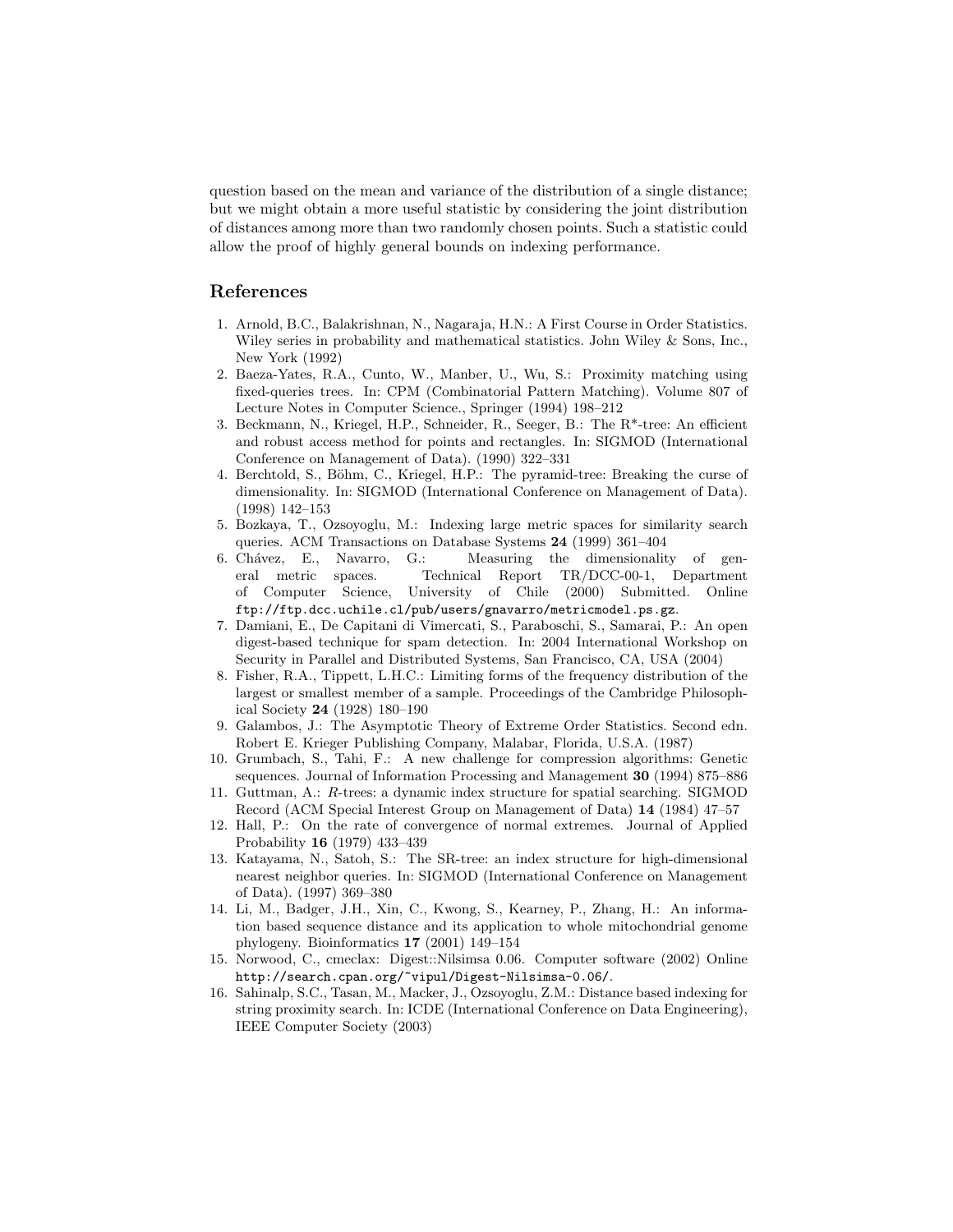question based on the mean and variance of the distribution of a single distance; but we might obtain a more useful statistic by considering the joint distribution of distances among more than two randomly chosen points. Such a statistic could allow the proof of highly general bounds on indexing performance.

## References

1. Arnold, B.C., Balakrishnan, N., Nagaraja, H.N.: A First Course in Order Statistics. Wiley series in probability and mathematical statistics. John Wiley & Sons, Inc., New York (1992)
2. Baeza-Yates, R.A., Cunto, W., Manber, U., Wu, S.: Proximity matching using fixed-queries trees. In: CPM (Combinatorial Pattern Matching). Volume 807 of Lecture Notes in Computer Science., Springer (1994) 198–212
3. Beckmann, N., Kriegel, H.P., Schneider, R., Seeger, B.: The R*-tree: An efficient and robust access method for points and rectangles. In: SIGMOD (International Conference on Management of Data). (1990) 322–331
4. Berchtold, S., Böhm, C., Kriegel, H.P.: The pyramid-tree: Breaking the curse of dimensionality. In: SIGMOD (International Conference on Management of Data). (1998) 142–153
5. Bozkaya, T., Ozsoyoglu, M.: Indexing large metric spaces for similarity search queries. ACM Transactions on Database Systems **24** (1999) 361–404
6. Chávez, E., Navarro, G.: Measuring the dimensionality of general metric spaces. Technical Report TR/DCC-00-1, Department of Computer Science, University of Chile (2000) Submitted. Online `ftp://ftp.dcc.uchile.cl/pub/users/gnavarro/metricmodel.ps.gz`.
7. Damiani, E., De Capitani di Vimercati, S., Paraboschi, S., Samarai, P.: An open digest-based technique for spam detection. In: 2004 International Workshop on Security in Parallel and Distributed Systems, San Francisco, CA, USA (2004)
8. Fisher, R.A., Tippett, L.H.C.: Limiting forms of the frequency distribution of the largest or smallest member of a sample. Proceedings of the Cambridge Philosophical Society **24** (1928) 180–190
9. Galambos, J.: The Asymptotic Theory of Extreme Order Statistics. Second edn. Robert E. Krieger Publishing Company, Malabar, Florida, U.S.A. (1987)
10. Grumbach, S., Tahi, F.: A new challenge for compression algorithms: Genetic sequences. Journal of Information Processing and Management **30** (1994) 875–886
11. Guttman, A.: *R*-trees: a dynamic index structure for spatial searching. SIGMOD Record (ACM Special Interest Group on Management of Data) **14** (1984) 47–57
12. Hall, P.: On the rate of convergence of normal extremes. Journal of Applied Probability **16** (1979) 433–439
13. Katayama, N., Satoh, S.: The SR-tree: an index structure for high-dimensional nearest neighbor queries. In: SIGMOD (International Conference on Management of Data). (1997) 369–380
14. Li, M., Badger, J.H., Xin, C., Kwong, S., Kearney, P., Zhang, H.: An information based sequence distance and its application to whole mitochondrial genome phylogeny. Bioinformatics **17** (2001) 149–154
15. Norwood, C., cmeclax: Digest::Nilsimsa 0.06. Computer software (2002) Online `http://search.cpan.org/~vipul/Digest-Nilsimsa-0.06/`.
16. Sahinalp, S.C., Tasan, M., Macker, J., Ozsoyoglu, Z.M.: Distance based indexing for string proximity search. In: ICDE (International Conference on Data Engineering), IEEE Computer Society (2003)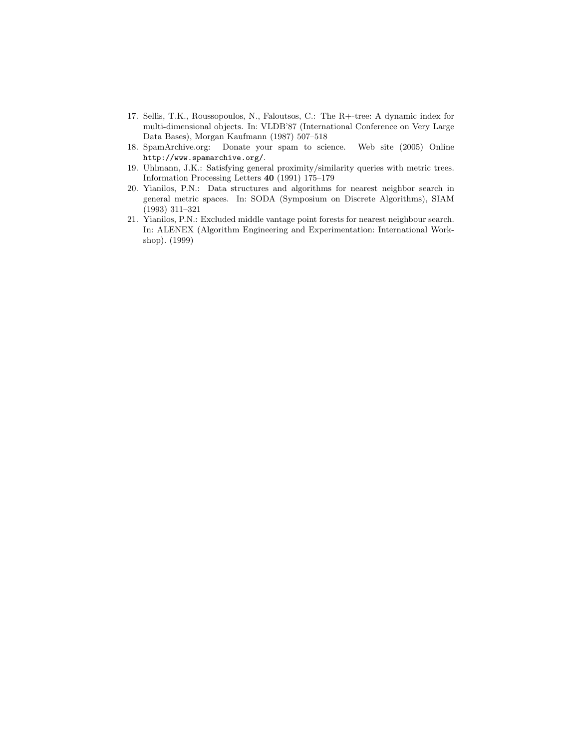17. Sellis, T.K., Roussopoulos, N., Faloutsos, C.: The R+-tree: A dynamic index for multi-dimensional objects. In: VLDB'87 (International Conference on Very Large Data Bases), Morgan Kaufmann (1987) 507–518
18. SpamArchive.org: Donate your spam to science. Web site (2005) Online `http://www.spamarchive.org/`.
19. Uhlmann, J.K.: Satisfying general proximity/similarity queries with metric trees. Information Processing Letters **40** (1991) 175–179
20. Yianilos, P.N.: Data structures and algorithms for nearest neighbor search in general metric spaces. In: SODA (Symposium on Discrete Algorithms), SIAM (1993) 311–321
21. Yianilos, P.N.: Excluded middle vantage point forests for nearest neighbour search. In: ALENEX (Algorithm Engineering and Experimentation: International Workshop). (1999)